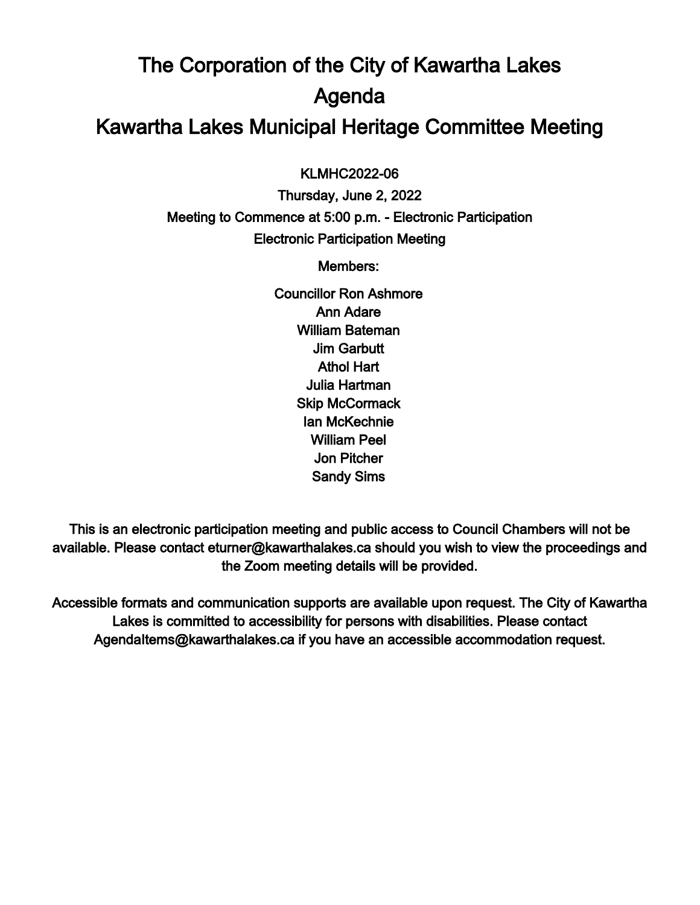# The Corporation of the City of Kawartha Lakes

# Agenda

# Kawartha Lakes Municipal Heritage Committee Meeting

KLMHC2022-06

Thursday, June 2, 2022

Meeting to Commence at 5:00 p.m. - Electronic Participation

Electronic Participation Meeting

Members:

Councillor Ron Ashmore
Ann Adare
William Bateman
Jim Garbutt
Athol Hart
Julia Hartman
Skip McCormack
Ian McKechnie
William Peel
Jon Pitcher
Sandy Sims

This is an electronic participation meeting and public access to Council Chambers will not be available. Please contact eturner@kawarthalakes.ca should you wish to view the proceedings and the Zoom meeting details will be provided.

Accessible formats and communication supports are available upon request. The City of Kawartha Lakes is committed to accessibility for persons with disabilities. Please contact AgendaItems@kawarthalakes.ca if you have an accessible accommodation request.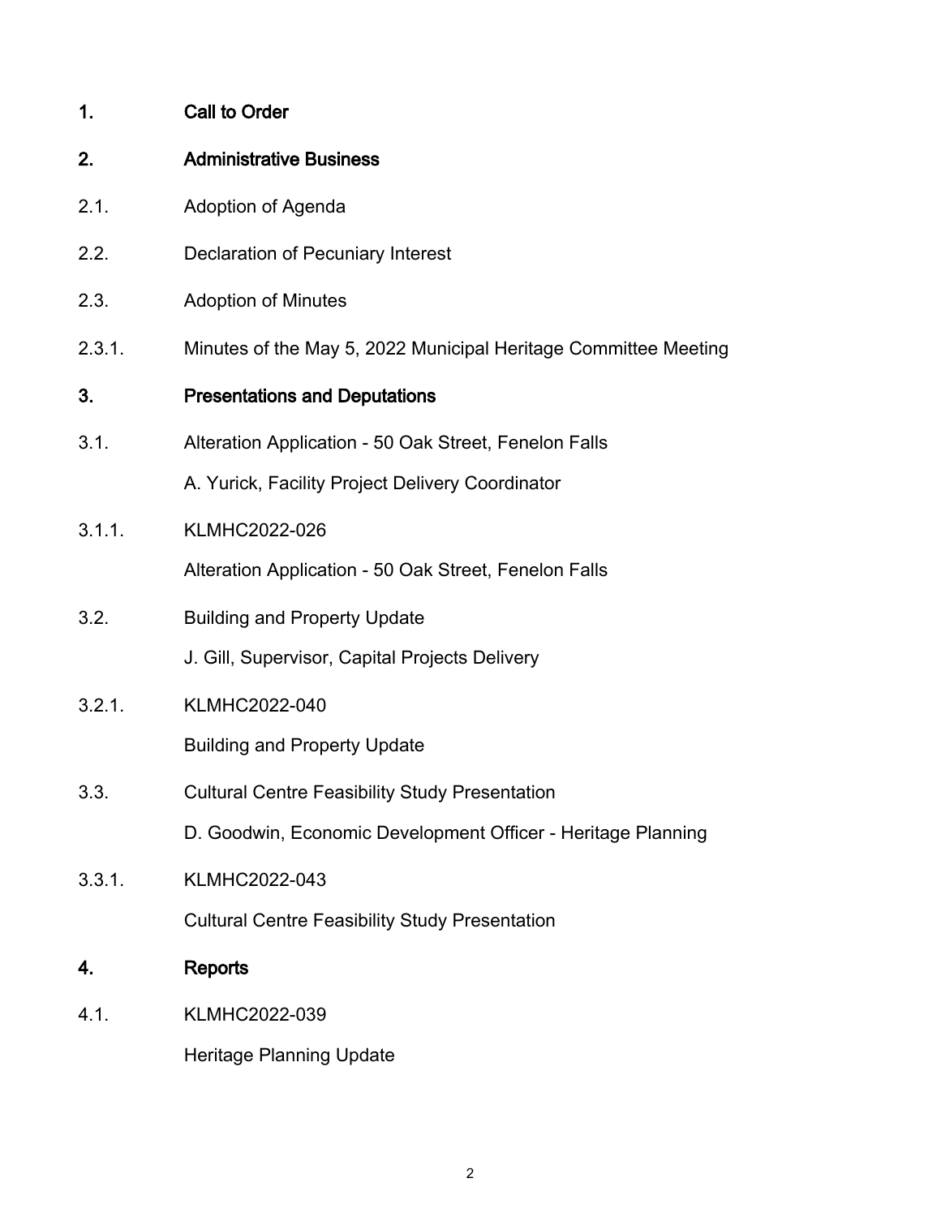## 1. Call to Order

## 2. Administrative Business

2.1. Adoption of Agenda

2.2. Declaration of Pecuniary Interest

2.3. Adoption of Minutes

2.3.1. Minutes of the May 5, 2022 Municipal Heritage Committee Meeting

## 3. Presentations and Deputations

3.1. Alteration Application - 50 Oak Street, Fenelon Falls

A. Yurick, Facility Project Delivery Coordinator

3.1.1. KLMHC2022-026

Alteration Application - 50 Oak Street, Fenelon Falls

3.2. Building and Property Update

J. Gill, Supervisor, Capital Projects Delivery

3.2.1. KLMHC2022-040

Building and Property Update

3.3. Cultural Centre Feasibility Study Presentation

D. Goodwin, Economic Development Officer - Heritage Planning

3.3.1. KLMHC2022-043

Cultural Centre Feasibility Study Presentation

## 4. Reports

4.1. KLMHC2022-039

Heritage Planning Update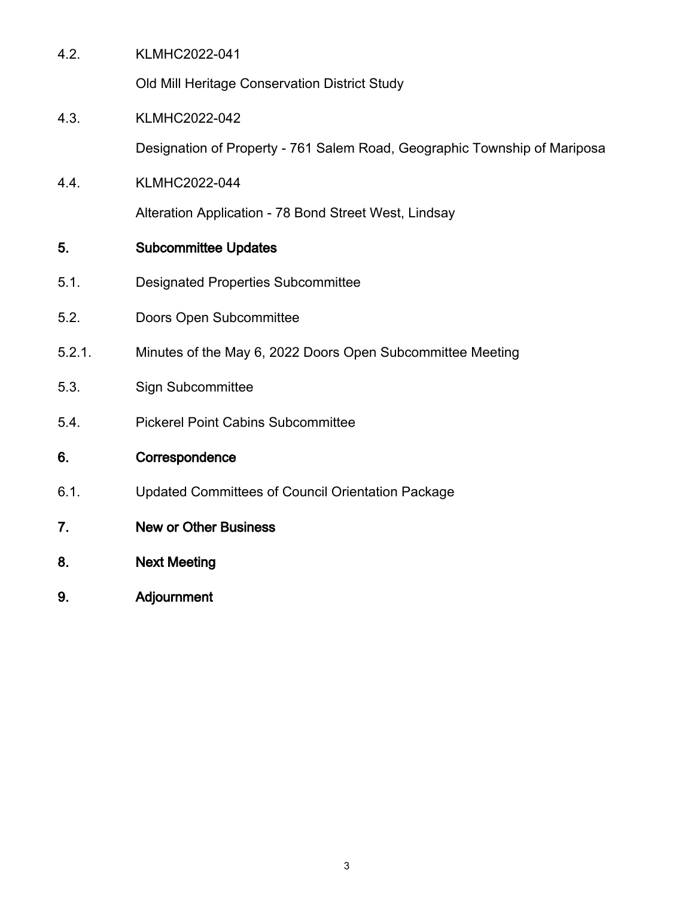4.2. KLMHC2022-041

Old Mill Heritage Conservation District Study

4.3. KLMHC2022-042

Designation of Property - 761 Salem Road, Geographic Township of Mariposa

4.4. KLMHC2022-044

Alteration Application - 78 Bond Street West, Lindsay

## 5. Subcommittee Updates

5.1. Designated Properties Subcommittee

5.2. Doors Open Subcommittee

5.2.1. Minutes of the May 6, 2022 Doors Open Subcommittee Meeting

5.3. Sign Subcommittee

5.4. Pickerel Point Cabins Subcommittee

## 6. Correspondence

6.1. Updated Committees of Council Orientation Package

## 7. New or Other Business

## 8. Next Meeting

## 9. Adjournment